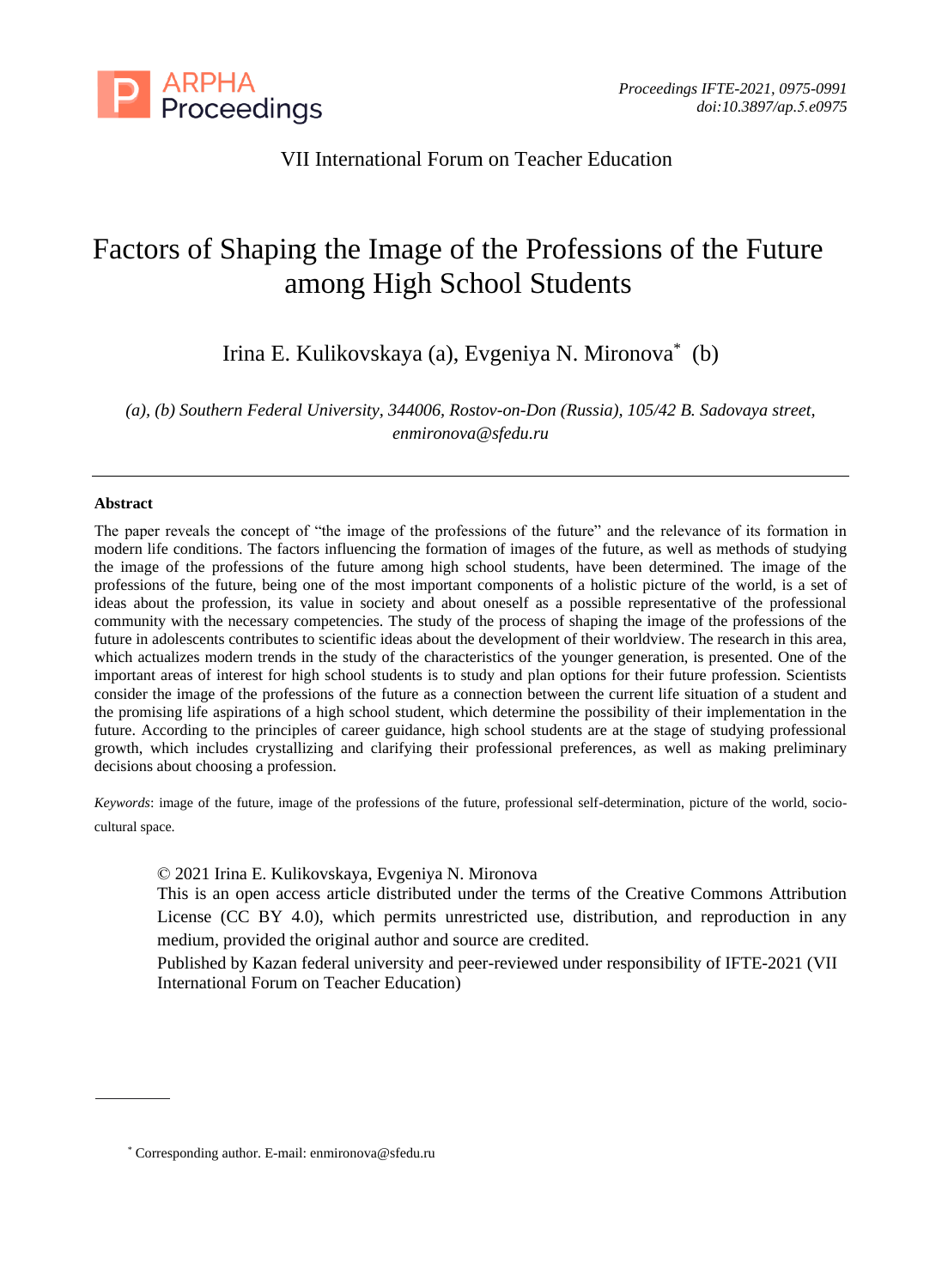VII International Forum on Teacher Education

# Factors of Shaping the Image of the Professions of the Future among High School Students

Irina E. Kulikovskaya (a), Evgeniya N. Mironova* (b)

*(a), (b) Southern Federal University, 344006, Rostov-on-Don (Russia), 105/42 B. Sadovaya street, enmironova@sfedu.ru*

---

**Abstract**

The paper reveals the concept of “the image of the professions of the future” and the relevance of its formation in modern life conditions. The factors influencing the formation of images of the future, as well as methods of studying the image of the professions of the future among high school students, have been determined. The image of the professions of the future, being one of the most important components of a holistic picture of the world, is a set of ideas about the profession, its value in society and about oneself as a possible representative of the professional community with the necessary competencies. The study of the process of shaping the image of the professions of the future in adolescents contributes to scientific ideas about the development of their worldview. The research in this area, which actualizes modern trends in the study of the characteristics of the younger generation, is presented. One of the important areas of interest for high school students is to study and plan options for their future profession. Scientists consider the image of the professions of the future as a connection between the current life situation of a student and the promising life aspirations of a high school student, which determine the possibility of their implementation in the future. According to the principles of career guidance, high school students are at the stage of studying professional growth, which includes crystallizing and clarifying their professional preferences, as well as making preliminary decisions about choosing a profession.

*Keywords*: image of the future, image of the professions of the future, professional self-determination, picture of the world, socio-cultural space.

© 2021 Irina E. Kulikovskaya, Evgeniya N. Mironova
This is an open access article distributed under the terms of the Creative Commons Attribution License (CC BY 4.0), which permits unrestricted use, distribution, and reproduction in any medium, provided the original author and source are credited.
Published by Kazan federal university and peer-reviewed under responsibility of IFTE-2021 (VII International Forum on Teacher Education)

---

\* Corresponding author. E-mail: enmironova@sfedu.ru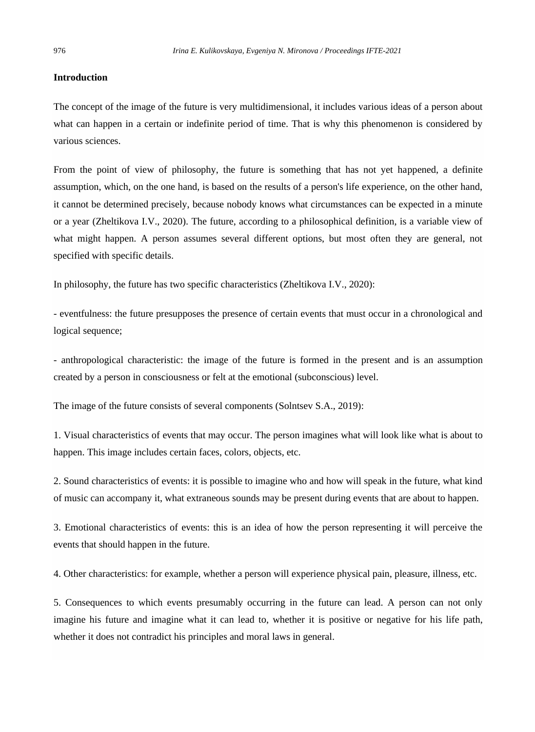## Introduction

The concept of the image of the future is very multidimensional, it includes various ideas of a person about what can happen in a certain or indefinite period of time. That is why this phenomenon is considered by various sciences.

From the point of view of philosophy, the future is something that has not yet happened, a definite assumption, which, on the one hand, is based on the results of a person's life experience, on the other hand, it cannot be determined precisely, because nobody knows what circumstances can be expected in a minute or a year (Zheltikova I.V., 2020). The future, according to a philosophical definition, is a variable view of what might happen. A person assumes several different options, but most often they are general, not specified with specific details.

In philosophy, the future has two specific characteristics (Zheltikova I.V., 2020):

- eventfulness: the future presupposes the presence of certain events that must occur in a chronological and logical sequence;

- anthropological characteristic: the image of the future is formed in the present and is an assumption created by a person in consciousness or felt at the emotional (subconscious) level.

The image of the future consists of several components (Solntsev S.A., 2019):

1. Visual characteristics of events that may occur. The person imagines what will look like what is about to happen. This image includes certain faces, colors, objects, etc.

2. Sound characteristics of events: it is possible to imagine who and how will speak in the future, what kind of music can accompany it, what extraneous sounds may be present during events that are about to happen.

3. Emotional characteristics of events: this is an idea of how the person representing it will perceive the events that should happen in the future.

4. Other characteristics: for example, whether a person will experience physical pain, pleasure, illness, etc.

5. Consequences to which events presumably occurring in the future can lead. A person can not only imagine his future and imagine what it can lead to, whether it is positive or negative for his life path, whether it does not contradict his principles and moral laws in general.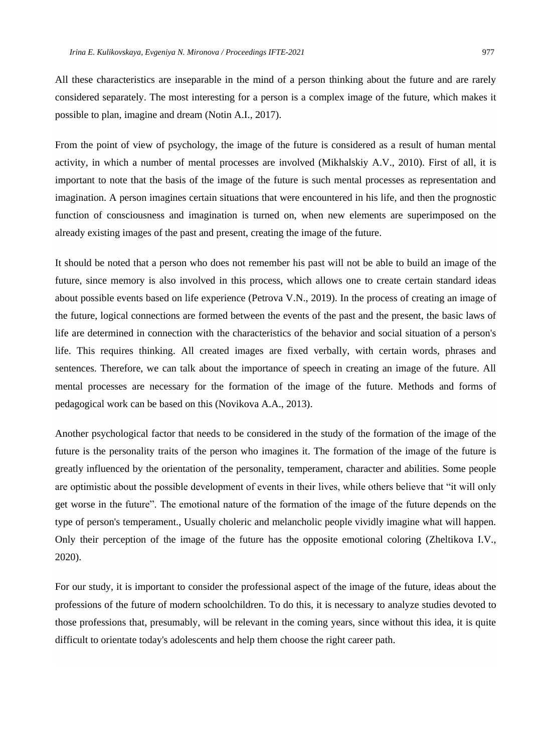All these characteristics are inseparable in the mind of a person thinking about the future and are rarely considered separately. The most interesting for a person is a complex image of the future, which makes it possible to plan, imagine and dream (Notin A.I., 2017).

From the point of view of psychology, the image of the future is considered as a result of human mental activity, in which a number of mental processes are involved (Mikhalskiy A.V., 2010). First of all, it is important to note that the basis of the image of the future is such mental processes as representation and imagination. A person imagines certain situations that were encountered in his life, and then the prognostic function of consciousness and imagination is turned on, when new elements are superimposed on the already existing images of the past and present, creating the image of the future.

It should be noted that a person who does not remember his past will not be able to build an image of the future, since memory is also involved in this process, which allows one to create certain standard ideas about possible events based on life experience (Petrova V.N., 2019). In the process of creating an image of the future, logical connections are formed between the events of the past and the present, the basic laws of life are determined in connection with the characteristics of the behavior and social situation of a person's life. This requires thinking. All created images are fixed verbally, with certain words, phrases and sentences. Therefore, we can talk about the importance of speech in creating an image of the future. All mental processes are necessary for the formation of the image of the future. Methods and forms of pedagogical work can be based on this (Novikova A.A., 2013).

Another psychological factor that needs to be considered in the study of the formation of the image of the future is the personality traits of the person who imagines it. The formation of the image of the future is greatly influenced by the orientation of the personality, temperament, character and abilities. Some people are optimistic about the possible development of events in their lives, while others believe that "it will only get worse in the future". The emotional nature of the formation of the image of the future depends on the type of person's temperament., Usually choleric and melancholic people vividly imagine what will happen. Only their perception of the image of the future has the opposite emotional coloring (Zheltikova I.V., 2020).

For our study, it is important to consider the professional aspect of the image of the future, ideas about the professions of the future of modern schoolchildren. To do this, it is necessary to analyze studies devoted to those professions that, presumably, will be relevant in the coming years, since without this idea, it is quite difficult to orientate today's adolescents and help them choose the right career path.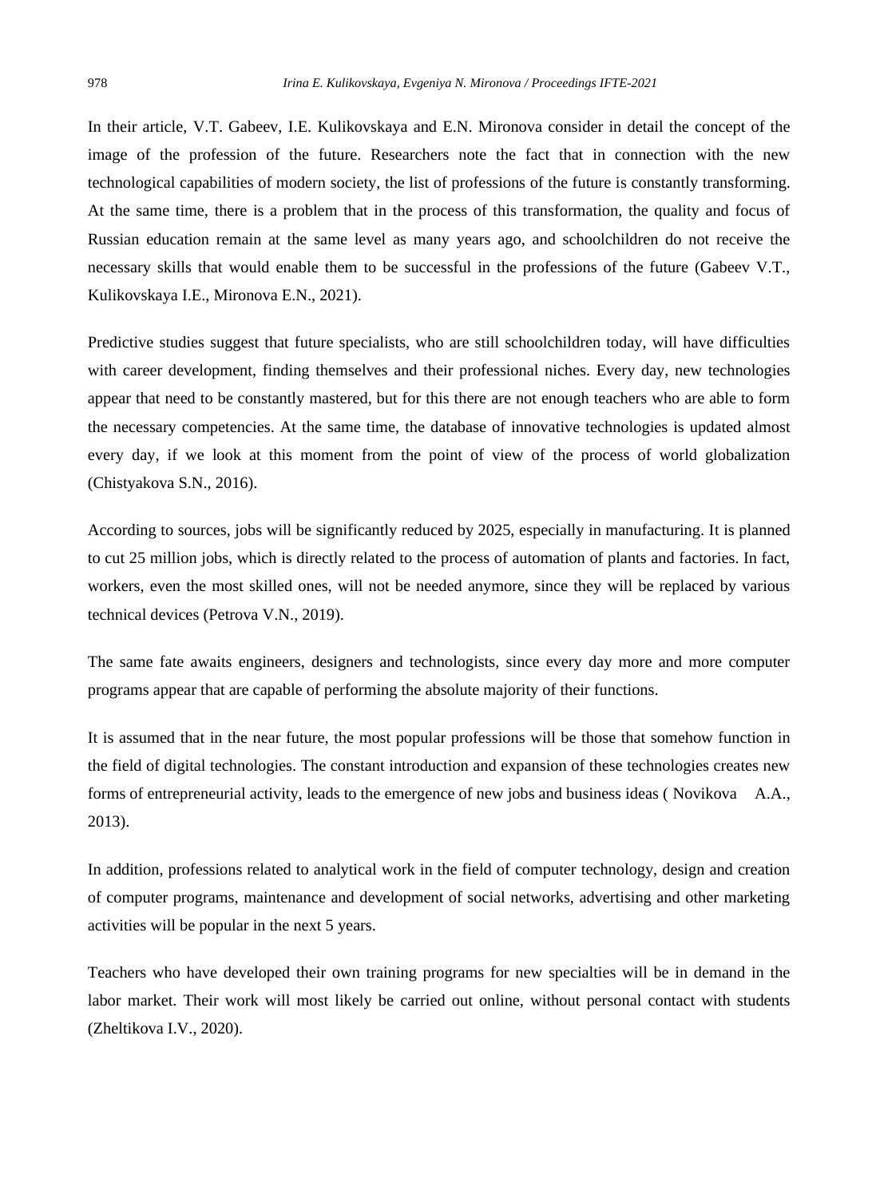In their article, V.T. Gabeev, I.E. Kulikovskaya and E.N. Mironova consider in detail the concept of the image of the profession of the future. Researchers note the fact that in connection with the new technological capabilities of modern society, the list of professions of the future is constantly transforming. At the same time, there is a problem that in the process of this transformation, the quality and focus of Russian education remain at the same level as many years ago, and schoolchildren do not receive the necessary skills that would enable them to be successful in the professions of the future (Gabeev V.T., Kulikovskaya I.E., Mironova E.N., 2021).

Predictive studies suggest that future specialists, who are still schoolchildren today, will have difficulties with career development, finding themselves and their professional niches. Every day, new technologies appear that need to be constantly mastered, but for this there are not enough teachers who are able to form the necessary competencies. At the same time, the database of innovative technologies is updated almost every day, if we look at this moment from the point of view of the process of world globalization (Chistyakova S.N., 2016).

According to sources, jobs will be significantly reduced by 2025, especially in manufacturing. It is planned to cut 25 million jobs, which is directly related to the process of automation of plants and factories. In fact, workers, even the most skilled ones, will not be needed anymore, since they will be replaced by various technical devices (Petrova V.N., 2019).

The same fate awaits engineers, designers and technologists, since every day more and more computer programs appear that are capable of performing the absolute majority of their functions.

It is assumed that in the near future, the most popular professions will be those that somehow function in the field of digital technologies. The constant introduction and expansion of these technologies creates new forms of entrepreneurial activity, leads to the emergence of new jobs and business ideas ( Novikova A.A., 2013).

In addition, professions related to analytical work in the field of computer technology, design and creation of computer programs, maintenance and development of social networks, advertising and other marketing activities will be popular in the next 5 years.

Teachers who have developed their own training programs for new specialties will be in demand in the labor market. Their work will most likely be carried out online, without personal contact with students (Zheltikova I.V., 2020).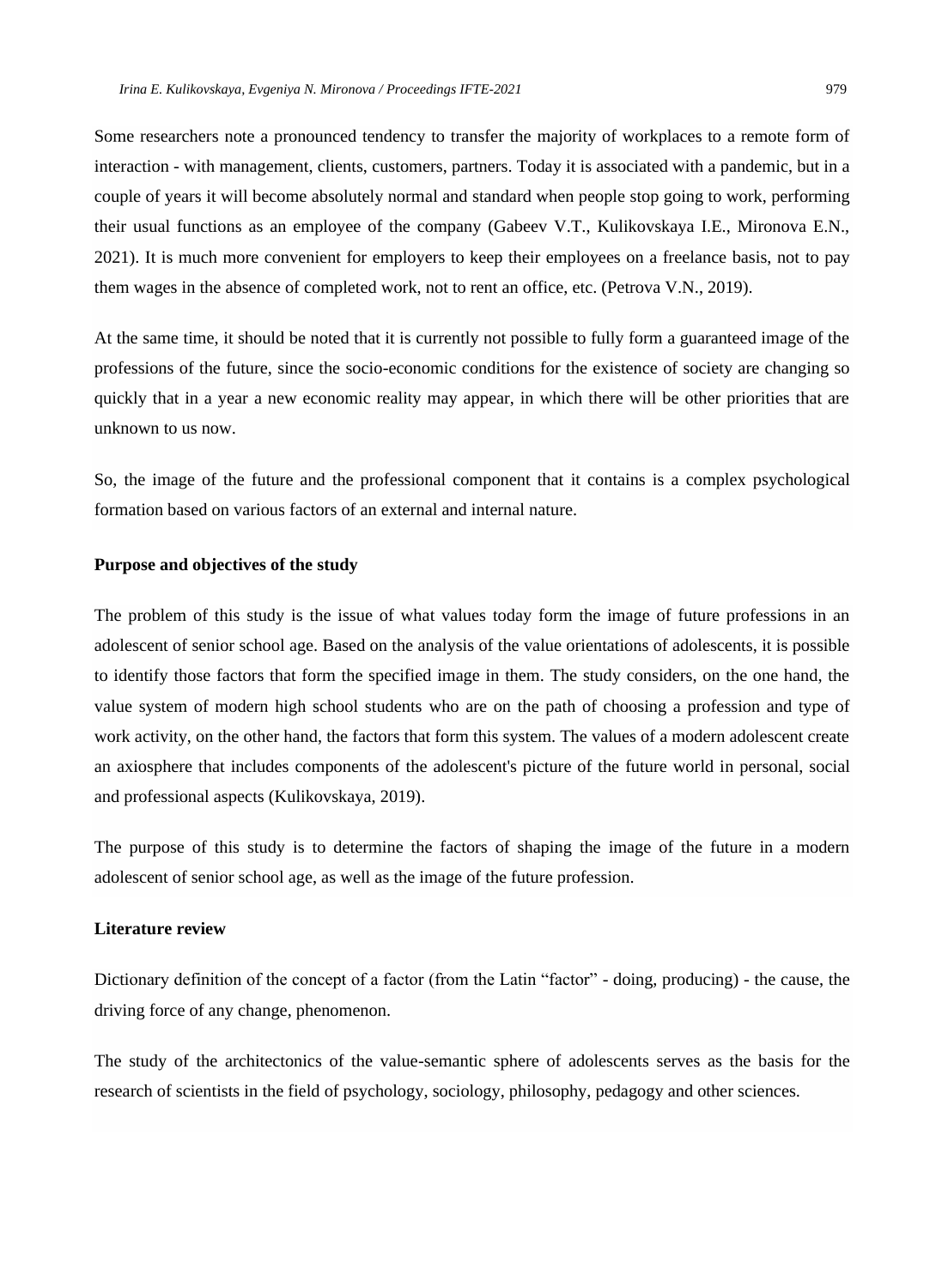Some researchers note a pronounced tendency to transfer the majority of workplaces to a remote form of interaction - with management, clients, customers, partners. Today it is associated with a pandemic, but in a couple of years it will become absolutely normal and standard when people stop going to work, performing their usual functions as an employee of the company (Gabeev V.T., Kulikovskaya I.E., Mironova E.N., 2021). It is much more convenient for employers to keep their employees on a freelance basis, not to pay them wages in the absence of completed work, not to rent an office, etc. (Petrova V.N., 2019).

At the same time, it should be noted that it is currently not possible to fully form a guaranteed image of the professions of the future, since the socio-economic conditions for the existence of society are changing so quickly that in a year a new economic reality may appear, in which there will be other priorities that are unknown to us now.

So, the image of the future and the professional component that it contains is a complex psychological formation based on various factors of an external and internal nature.

**Purpose and objectives of the study**

The problem of this study is the issue of what values today form the image of future professions in an adolescent of senior school age. Based on the analysis of the value orientations of adolescents, it is possible to identify those factors that form the specified image in them. The study considers, on the one hand, the value system of modern high school students who are on the path of choosing a profession and type of work activity, on the other hand, the factors that form this system. The values of a modern adolescent create an axiosphere that includes components of the adolescent's picture of the future world in personal, social and professional aspects (Kulikovskaya, 2019).

The purpose of this study is to determine the factors of shaping the image of the future in a modern adolescent of senior school age, as well as the image of the future profession.

**Literature review**

Dictionary definition of the concept of a factor (from the Latin "factor" - doing, producing) - the cause, the driving force of any change, phenomenon.

The study of the architectonics of the value-semantic sphere of adolescents serves as the basis for the research of scientists in the field of psychology, sociology, philosophy, pedagogy and other sciences.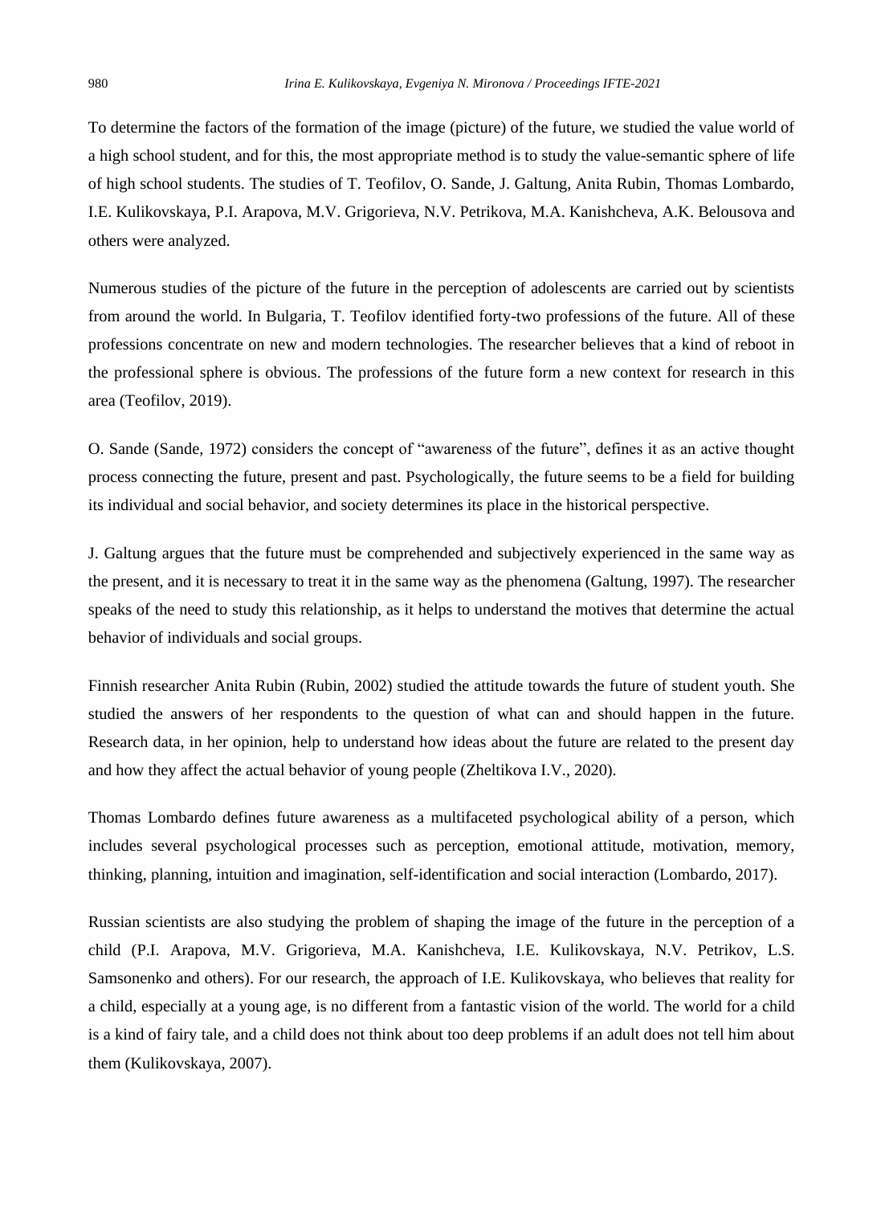To determine the factors of the formation of the image (picture) of the future, we studied the value world of a high school student, and for this, the most appropriate method is to study the value-semantic sphere of life of high school students. The studies of T. Teofilov, O. Sande, J. Galtung, Anita Rubin, Thomas Lombardo, I.E. Kulikovskaya, P.I. Arapova, M.V. Grigorieva, N.V. Petrikova, M.A. Kanishcheva, A.K. Belousova and others were analyzed.

Numerous studies of the picture of the future in the perception of adolescents are carried out by scientists from around the world. In Bulgaria, T. Teofilov identified forty-two professions of the future. All of these professions concentrate on new and modern technologies. The researcher believes that a kind of reboot in the professional sphere is obvious. The professions of the future form a new context for research in this area (Teofilov, 2019).

O. Sande (Sande, 1972) considers the concept of "awareness of the future", defines it as an active thought process connecting the future, present and past. Psychologically, the future seems to be a field for building its individual and social behavior, and society determines its place in the historical perspective.

J. Galtung argues that the future must be comprehended and subjectively experienced in the same way as the present, and it is necessary to treat it in the same way as the phenomena (Galtung, 1997). The researcher speaks of the need to study this relationship, as it helps to understand the motives that determine the actual behavior of individuals and social groups.

Finnish researcher Anita Rubin (Rubin, 2002) studied the attitude towards the future of student youth. She studied the answers of her respondents to the question of what can and should happen in the future. Research data, in her opinion, help to understand how ideas about the future are related to the present day and how they affect the actual behavior of young people (Zheltikova I.V., 2020).

Thomas Lombardo defines future awareness as a multifaceted psychological ability of a person, which includes several psychological processes such as perception, emotional attitude, motivation, memory, thinking, planning, intuition and imagination, self-identification and social interaction (Lombardo, 2017).

Russian scientists are also studying the problem of shaping the image of the future in the perception of a child (P.I. Arapova, M.V. Grigorieva, M.A. Kanishcheva, I.E. Kulikovskaya, N.V. Petrikov, L.S. Samsonenko and others). For our research, the approach of I.E. Kulikovskaya, who believes that reality for a child, especially at a young age, is no different from a fantastic vision of the world. The world for a child is a kind of fairy tale, and a child does not think about too deep problems if an adult does not tell him about them (Kulikovskaya, 2007).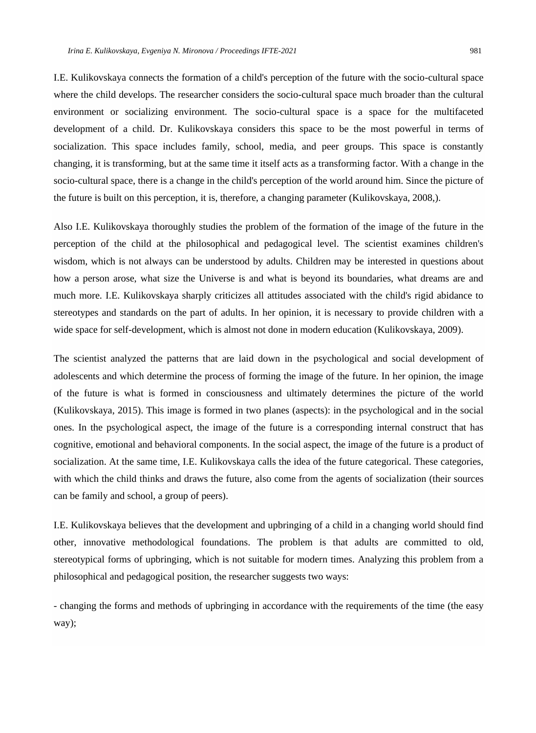I.E. Kulikovskaya connects the formation of a child's perception of the future with the socio-cultural space where the child develops. The researcher considers the socio-cultural space much broader than the cultural environment or socializing environment. The socio-cultural space is a space for the multifaceted development of a child. Dr. Kulikovskaya considers this space to be the most powerful in terms of socialization. This space includes family, school, media, and peer groups. This space is constantly changing, it is transforming, but at the same time it itself acts as a transforming factor. With a change in the socio-cultural space, there is a change in the child's perception of the world around him. Since the picture of the future is built on this perception, it is, therefore, a changing parameter (Kulikovskaya, 2008,).

Also I.E. Kulikovskaya thoroughly studies the problem of the formation of the image of the future in the perception of the child at the philosophical and pedagogical level. The scientist examines children's wisdom, which is not always can be understood by adults. Children may be interested in questions about how a person arose, what size the Universe is and what is beyond its boundaries, what dreams are and much more. I.E. Kulikovskaya sharply criticizes all attitudes associated with the child's rigid abidance to stereotypes and standards on the part of adults. In her opinion, it is necessary to provide children with a wide space for self-development, which is almost not done in modern education (Kulikovskaya, 2009).

The scientist analyzed the patterns that are laid down in the psychological and social development of adolescents and which determine the process of forming the image of the future. In her opinion, the image of the future is what is formed in consciousness and ultimately determines the picture of the world (Kulikovskaya, 2015). This image is formed in two planes (aspects): in the psychological and in the social ones. In the psychological aspect, the image of the future is a corresponding internal construct that has cognitive, emotional and behavioral components. In the social aspect, the image of the future is a product of socialization. At the same time, I.E. Kulikovskaya calls the idea of the future categorical. These categories, with which the child thinks and draws the future, also come from the agents of socialization (their sources can be family and school, a group of peers).

I.E. Kulikovskaya believes that the development and upbringing of a child in a changing world should find other, innovative methodological foundations. The problem is that adults are committed to old, stereotypical forms of upbringing, which is not suitable for modern times. Analyzing this problem from a philosophical and pedagogical position, the researcher suggests two ways:

- changing the forms and methods of upbringing in accordance with the requirements of the time (the easy way);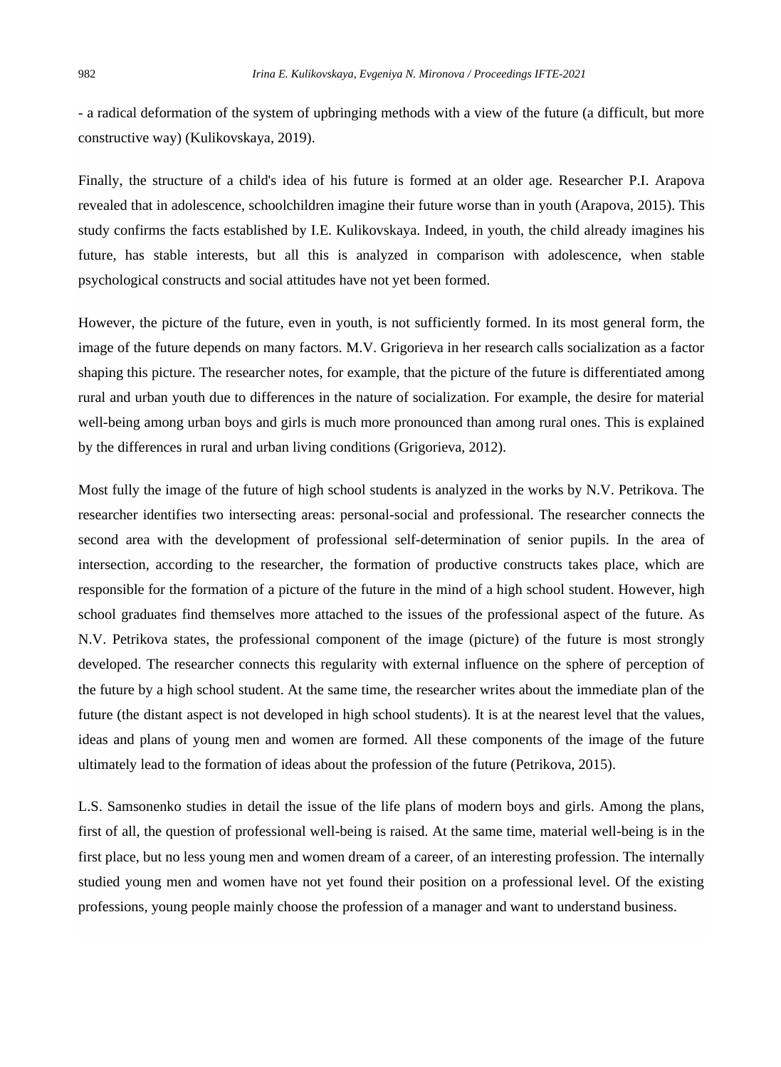- a radical deformation of the system of upbringing methods with a view of the future (a difficult, but more constructive way) (Kulikovskaya, 2019).

Finally, the structure of a child's idea of his future is formed at an older age. Researcher P.I. Arapova revealed that in adolescence, schoolchildren imagine their future worse than in youth (Arapova, 2015). This study confirms the facts established by I.E. Kulikovskaya. Indeed, in youth, the child already imagines his future, has stable interests, but all this is analyzed in comparison with adolescence, when stable psychological constructs and social attitudes have not yet been formed.

However, the picture of the future, even in youth, is not sufficiently formed. In its most general form, the image of the future depends on many factors. M.V. Grigorieva in her research calls socialization as a factor shaping this picture. The researcher notes, for example, that the picture of the future is differentiated among rural and urban youth due to differences in the nature of socialization. For example, the desire for material well-being among urban boys and girls is much more pronounced than among rural ones. This is explained by the differences in rural and urban living conditions (Grigorieva, 2012).

Most fully the image of the future of high school students is analyzed in the works by N.V. Petrikova. The researcher identifies two intersecting areas: personal-social and professional. The researcher connects the second area with the development of professional self-determination of senior pupils. In the area of intersection, according to the researcher, the formation of productive constructs takes place, which are responsible for the formation of a picture of the future in the mind of a high school student. However, high school graduates find themselves more attached to the issues of the professional aspect of the future. As N.V. Petrikova states, the professional component of the image (picture) of the future is most strongly developed. The researcher connects this regularity with external influence on the sphere of perception of the future by a high school student. At the same time, the researcher writes about the immediate plan of the future (the distant aspect is not developed in high school students). It is at the nearest level that the values, ideas and plans of young men and women are formed. All these components of the image of the future ultimately lead to the formation of ideas about the profession of the future (Petrikova, 2015).

L.S. Samsonenko studies in detail the issue of the life plans of modern boys and girls. Among the plans, first of all, the question of professional well-being is raised. At the same time, material well-being is in the first place, but no less young men and women dream of a career, of an interesting profession. The internally studied young men and women have not yet found their position on a professional level. Of the existing professions, young people mainly choose the profession of a manager and want to understand business.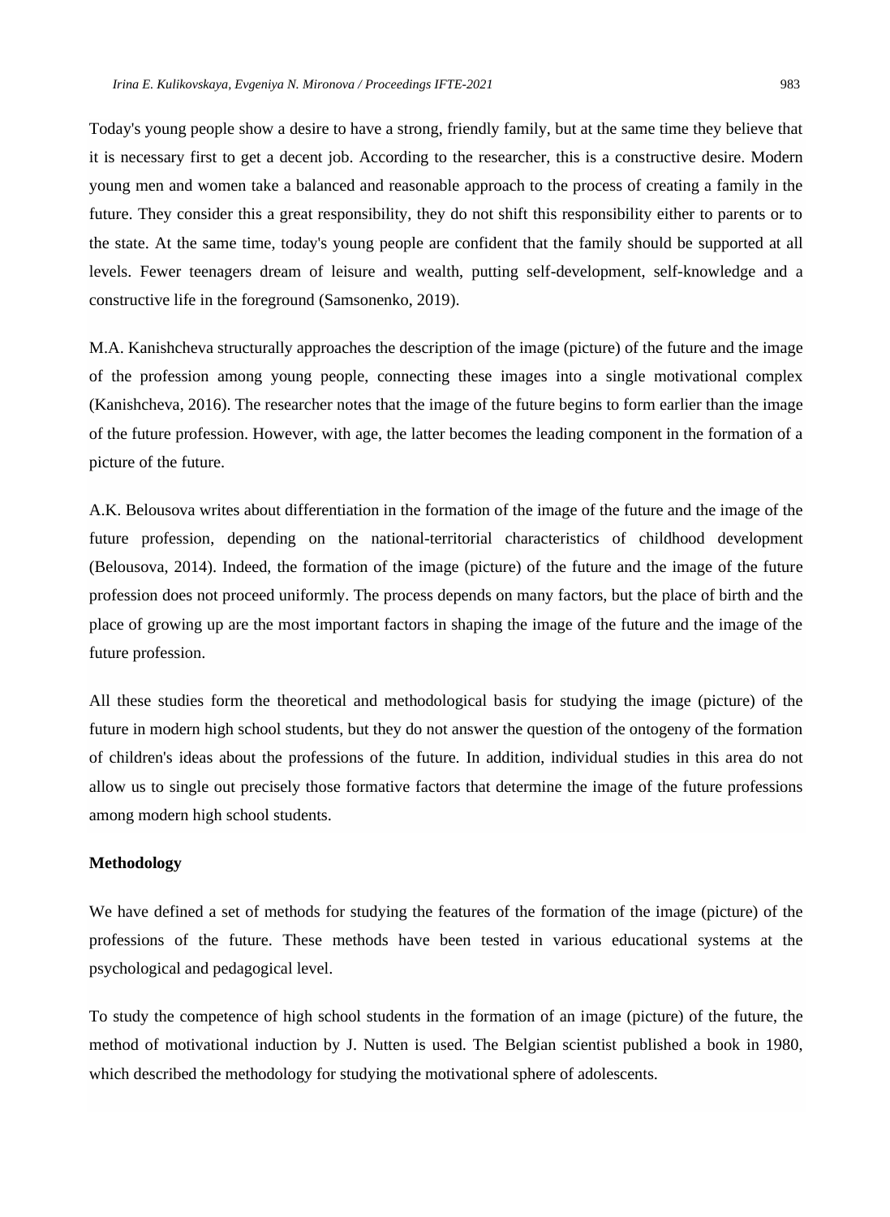Today's young people show a desire to have a strong, friendly family, but at the same time they believe that it is necessary first to get a decent job. According to the researcher, this is a constructive desire. Modern young men and women take a balanced and reasonable approach to the process of creating a family in the future. They consider this a great responsibility, they do not shift this responsibility either to parents or to the state. At the same time, today's young people are confident that the family should be supported at all levels. Fewer teenagers dream of leisure and wealth, putting self-development, self-knowledge and a constructive life in the foreground (Samsonenko, 2019).

M.A. Kanishcheva structurally approaches the description of the image (picture) of the future and the image of the profession among young people, connecting these images into a single motivational complex (Kanishcheva, 2016). The researcher notes that the image of the future begins to form earlier than the image of the future profession. However, with age, the latter becomes the leading component in the formation of a picture of the future.

A.K. Belousova writes about differentiation in the formation of the image of the future and the image of the future profession, depending on the national-territorial characteristics of childhood development (Belousova, 2014). Indeed, the formation of the image (picture) of the future and the image of the future profession does not proceed uniformly. The process depends on many factors, but the place of birth and the place of growing up are the most important factors in shaping the image of the future and the image of the future profession.

All these studies form the theoretical and methodological basis for studying the image (picture) of the future in modern high school students, but they do not answer the question of the ontogeny of the formation of children's ideas about the professions of the future. In addition, individual studies in this area do not allow us to single out precisely those formative factors that determine the image of the future professions among modern high school students.

**Methodology**

We have defined a set of methods for studying the features of the formation of the image (picture) of the professions of the future. These methods have been tested in various educational systems at the psychological and pedagogical level.

To study the competence of high school students in the formation of an image (picture) of the future, the method of motivational induction by J. Nutten is used. The Belgian scientist published a book in 1980, which described the methodology for studying the motivational sphere of adolescents.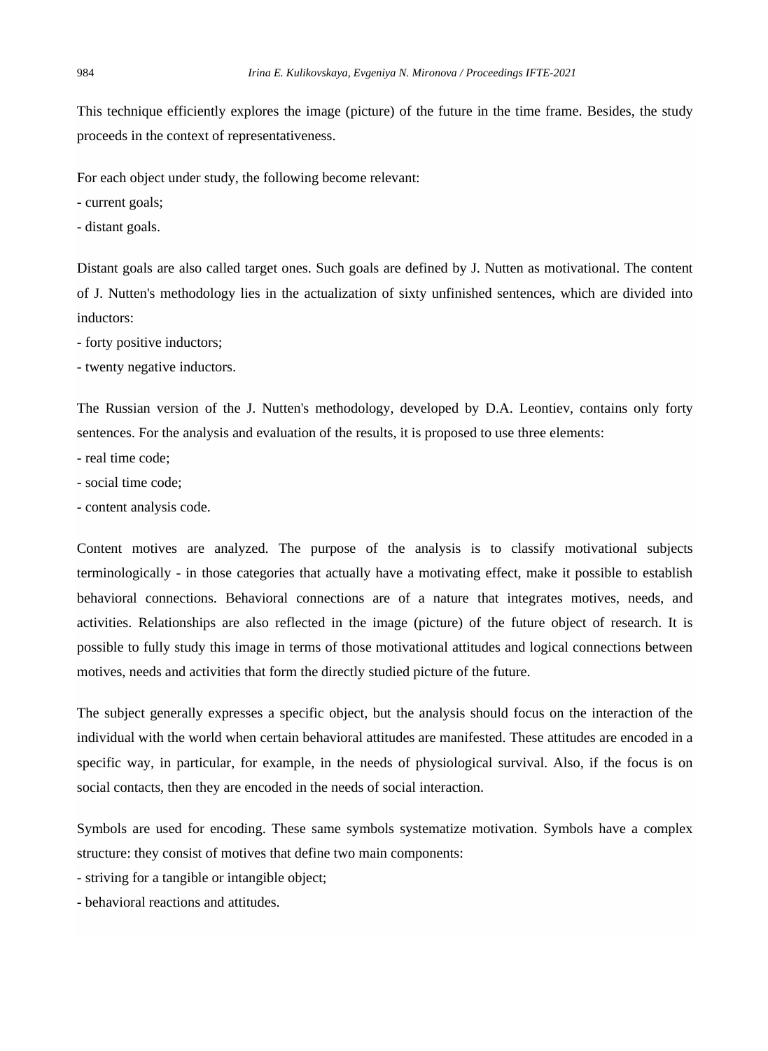This technique efficiently explores the image (picture) of the future in the time frame. Besides, the study proceeds in the context of representativeness.

For each object under study, the following become relevant:

- current goals;
- distant goals.

Distant goals are also called target ones. Such goals are defined by J. Nutten as motivational. The content of J. Nutten's methodology lies in the actualization of sixty unfinished sentences, which are divided into inductors:

- forty positive inductors;
- twenty negative inductors.

The Russian version of the J. Nutten's methodology, developed by D.A. Leontiev, contains only forty sentences. For the analysis and evaluation of the results, it is proposed to use three elements:

- real time code;
- social time code;
- content analysis code.

Content motives are analyzed. The purpose of the analysis is to classify motivational subjects terminologically - in those categories that actually have a motivating effect, make it possible to establish behavioral connections. Behavioral connections are of a nature that integrates motives, needs, and activities. Relationships are also reflected in the image (picture) of the future object of research. It is possible to fully study this image in terms of those motivational attitudes and logical connections between motives, needs and activities that form the directly studied picture of the future.

The subject generally expresses a specific object, but the analysis should focus on the interaction of the individual with the world when certain behavioral attitudes are manifested. These attitudes are encoded in a specific way, in particular, for example, in the needs of physiological survival. Also, if the focus is on social contacts, then they are encoded in the needs of social interaction.

Symbols are used for encoding. These same symbols systematize motivation. Symbols have a complex structure: they consist of motives that define two main components:

- striving for a tangible or intangible object;
- behavioral reactions and attitudes.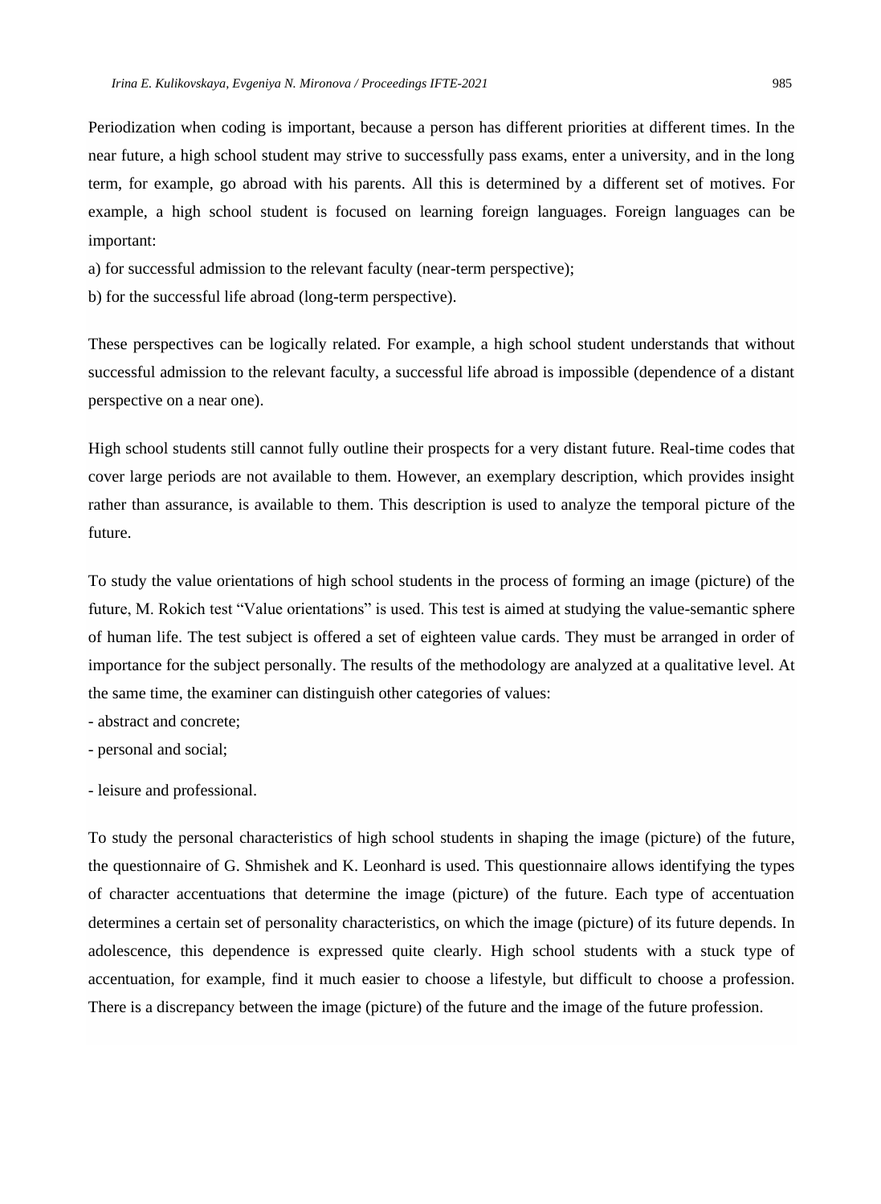Periodization when coding is important, because a person has different priorities at different times. In the near future, a high school student may strive to successfully pass exams, enter a university, and in the long term, for example, go abroad with his parents. All this is determined by a different set of motives. For example, a high school student is focused on learning foreign languages. Foreign languages can be important:

a) for successful admission to the relevant faculty (near-term perspective);

b) for the successful life abroad (long-term perspective).

These perspectives can be logically related. For example, a high school student understands that without successful admission to the relevant faculty, a successful life abroad is impossible (dependence of a distant perspective on a near one).

High school students still cannot fully outline their prospects for a very distant future. Real-time codes that cover large periods are not available to them. However, an exemplary description, which provides insight rather than assurance, is available to them. This description is used to analyze the temporal picture of the future.

To study the value orientations of high school students in the process of forming an image (picture) of the future, M. Rokich test “Value orientations” is used. This test is aimed at studying the value-semantic sphere of human life. The test subject is offered a set of eighteen value cards. They must be arranged in order of importance for the subject personally. The results of the methodology are analyzed at a qualitative level. At the same time, the examiner can distinguish other categories of values:

- abstract and concrete;
- personal and social;
- leisure and professional.

To study the personal characteristics of high school students in shaping the image (picture) of the future, the questionnaire of G. Shmishek and K. Leonhard is used. This questionnaire allows identifying the types of character accentuations that determine the image (picture) of the future. Each type of accentuation determines a certain set of personality characteristics, on which the image (picture) of its future depends. In adolescence, this dependence is expressed quite clearly. High school students with a stuck type of accentuation, for example, find it much easier to choose a lifestyle, but difficult to choose a profession. There is a discrepancy between the image (picture) of the future and the image of the future profession.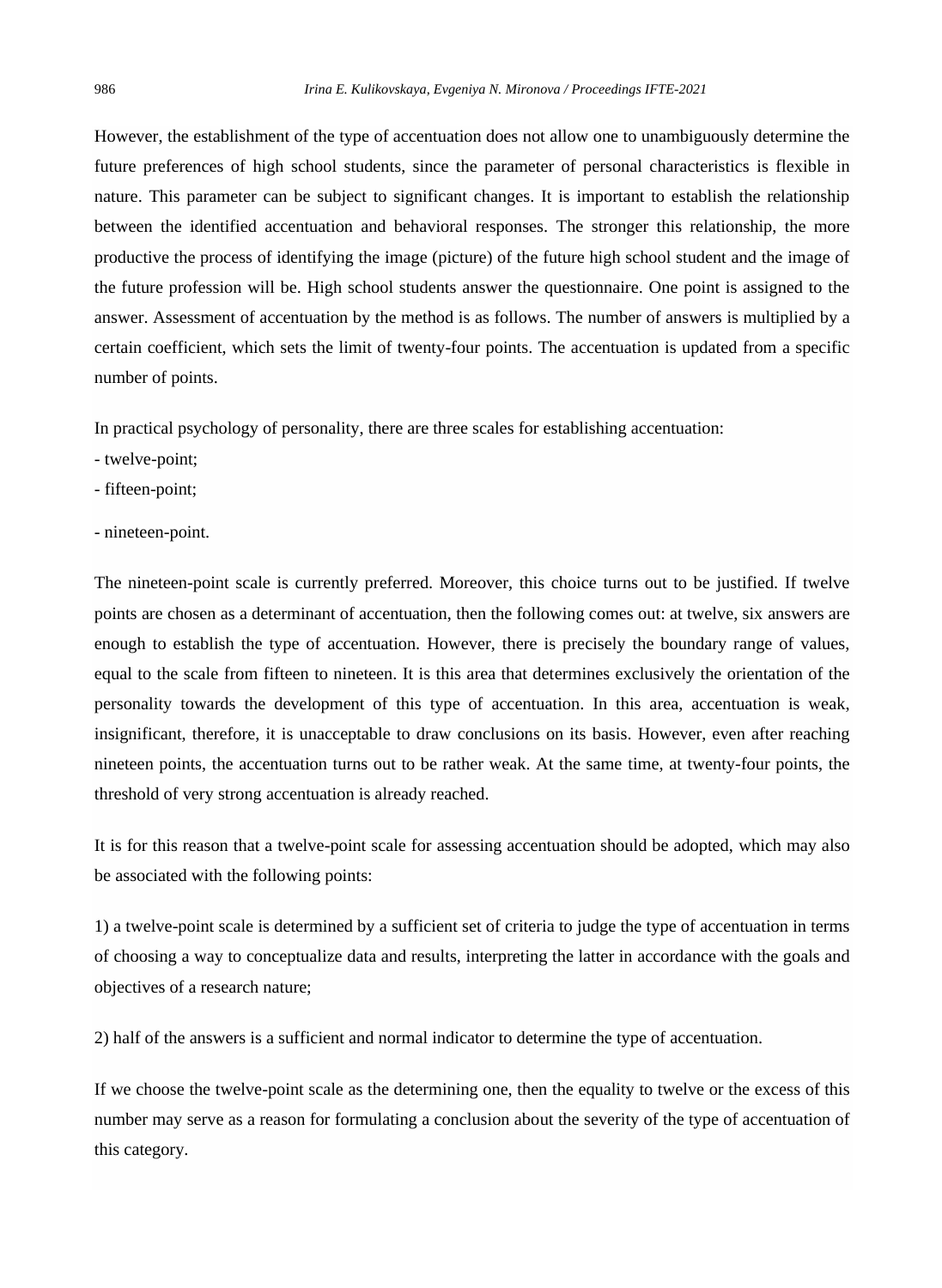However, the establishment of the type of accentuation does not allow one to unambiguously determine the future preferences of high school students, since the parameter of personal characteristics is flexible in nature. This parameter can be subject to significant changes. It is important to establish the relationship between the identified accentuation and behavioral responses. The stronger this relationship, the more productive the process of identifying the image (picture) of the future high school student and the image of the future profession will be. High school students answer the questionnaire. One point is assigned to the answer. Assessment of accentuation by the method is as follows. The number of answers is multiplied by a certain coefficient, which sets the limit of twenty-four points. The accentuation is updated from a specific number of points.

In practical psychology of personality, there are three scales for establishing accentuation:

- twelve-point;
- fifteen-point;
- nineteen-point.

The nineteen-point scale is currently preferred. Moreover, this choice turns out to be justified. If twelve points are chosen as a determinant of accentuation, then the following comes out: at twelve, six answers are enough to establish the type of accentuation. However, there is precisely the boundary range of values, equal to the scale from fifteen to nineteen. It is this area that determines exclusively the orientation of the personality towards the development of this type of accentuation. In this area, accentuation is weak, insignificant, therefore, it is unacceptable to draw conclusions on its basis. However, even after reaching nineteen points, the accentuation turns out to be rather weak. At the same time, at twenty-four points, the threshold of very strong accentuation is already reached.

It is for this reason that a twelve-point scale for assessing accentuation should be adopted, which may also be associated with the following points:

1) a twelve-point scale is determined by a sufficient set of criteria to judge the type of accentuation in terms of choosing a way to conceptualize data and results, interpreting the latter in accordance with the goals and objectives of a research nature;

2) half of the answers is a sufficient and normal indicator to determine the type of accentuation.

If we choose the twelve-point scale as the determining one, then the equality to twelve or the excess of this number may serve as a reason for formulating a conclusion about the severity of the type of accentuation of this category.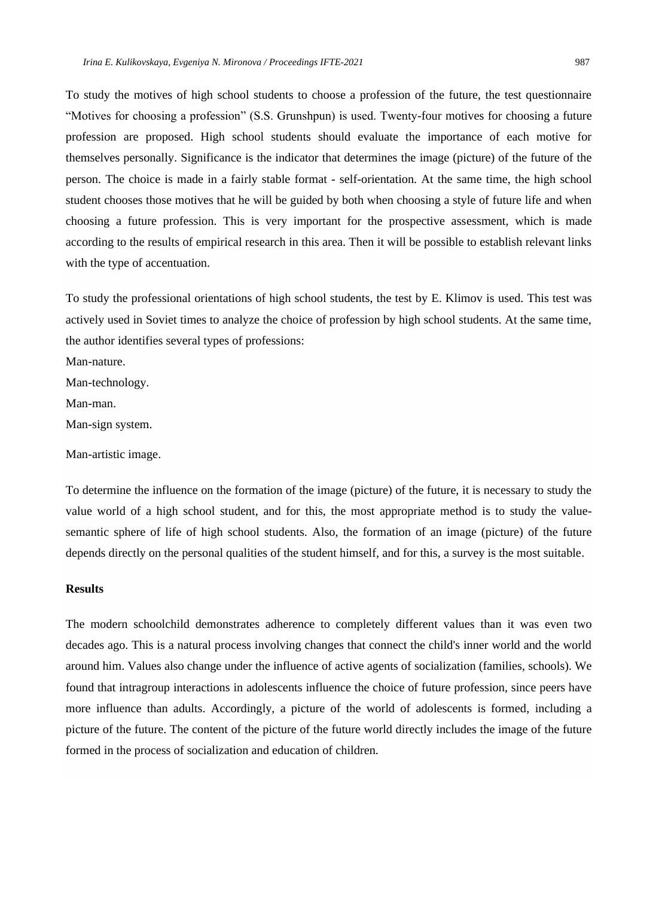To study the motives of high school students to choose a profession of the future, the test questionnaire "Motives for choosing a profession" (S.S. Grunshpun) is used. Twenty-four motives for choosing a future profession are proposed. High school students should evaluate the importance of each motive for themselves personally. Significance is the indicator that determines the image (picture) of the future of the person. The choice is made in a fairly stable format - self-orientation. At the same time, the high school student chooses those motives that he will be guided by both when choosing a style of future life and when choosing a future profession. This is very important for the prospective assessment, which is made according to the results of empirical research in this area. Then it will be possible to establish relevant links with the type of accentuation.

To study the professional orientations of high school students, the test by E. Klimov is used. This test was actively used in Soviet times to analyze the choice of profession by high school students. At the same time, the author identifies several types of professions:

Man-nature.

Man-technology.

Man-man.

Man-sign system.

Man-artistic image.

To determine the influence on the formation of the image (picture) of the future, it is necessary to study the value world of a high school student, and for this, the most appropriate method is to study the value-semantic sphere of life of high school students. Also, the formation of an image (picture) of the future depends directly on the personal qualities of the student himself, and for this, a survey is the most suitable.

### Results

The modern schoolchild demonstrates adherence to completely different values than it was even two decades ago. This is a natural process involving changes that connect the child's inner world and the world around him. Values also change under the influence of active agents of socialization (families, schools). We found that intragroup interactions in adolescents influence the choice of future profession, since peers have more influence than adults. Accordingly, a picture of the world of adolescents is formed, including a picture of the future. The content of the picture of the future world directly includes the image of the future formed in the process of socialization and education of children.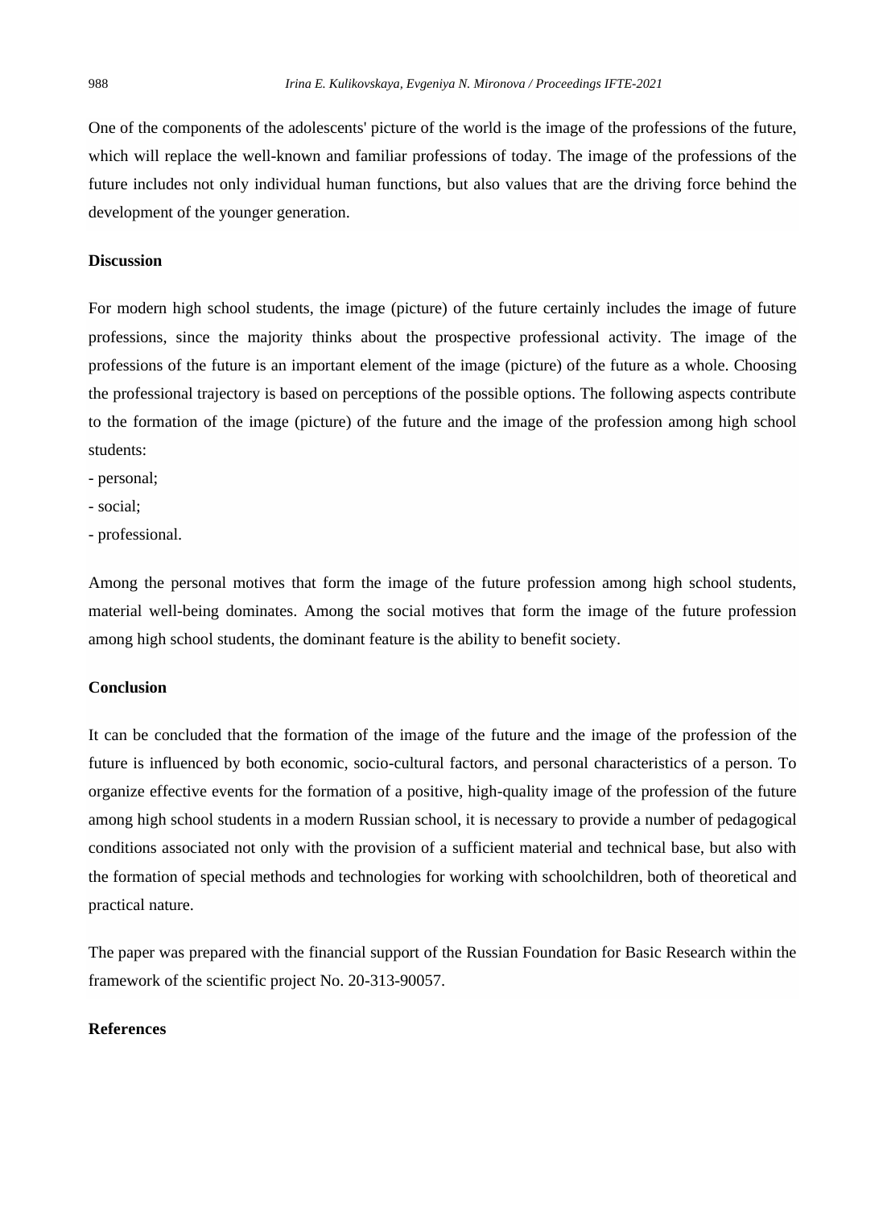One of the components of the adolescents' picture of the world is the image of the professions of the future, which will replace the well-known and familiar professions of today. The image of the professions of the future includes not only individual human functions, but also values that are the driving force behind the development of the younger generation.

### Discussion

For modern high school students, the image (picture) of the future certainly includes the image of future professions, since the majority thinks about the prospective professional activity. The image of the professions of the future is an important element of the image (picture) of the future as a whole. Choosing the professional trajectory is based on perceptions of the possible options. The following aspects contribute to the formation of the image (picture) of the future and the image of the profession among high school students:

- personal;
- social;
- professional.

Among the personal motives that form the image of the future profession among high school students, material well-being dominates. Among the social motives that form the image of the future profession among high school students, the dominant feature is the ability to benefit society.

### Conclusion

It can be concluded that the formation of the image of the future and the image of the profession of the future is influenced by both economic, socio-cultural factors, and personal characteristics of a person. To organize effective events for the formation of a positive, high-quality image of the profession of the future among high school students in a modern Russian school, it is necessary to provide a number of pedagogical conditions associated not only with the provision of a sufficient material and technical base, but also with the formation of special methods and technologies for working with schoolchildren, both of theoretical and practical nature.

The paper was prepared with the financial support of the Russian Foundation for Basic Research within the framework of the scientific project No. 20-313-90057.

### References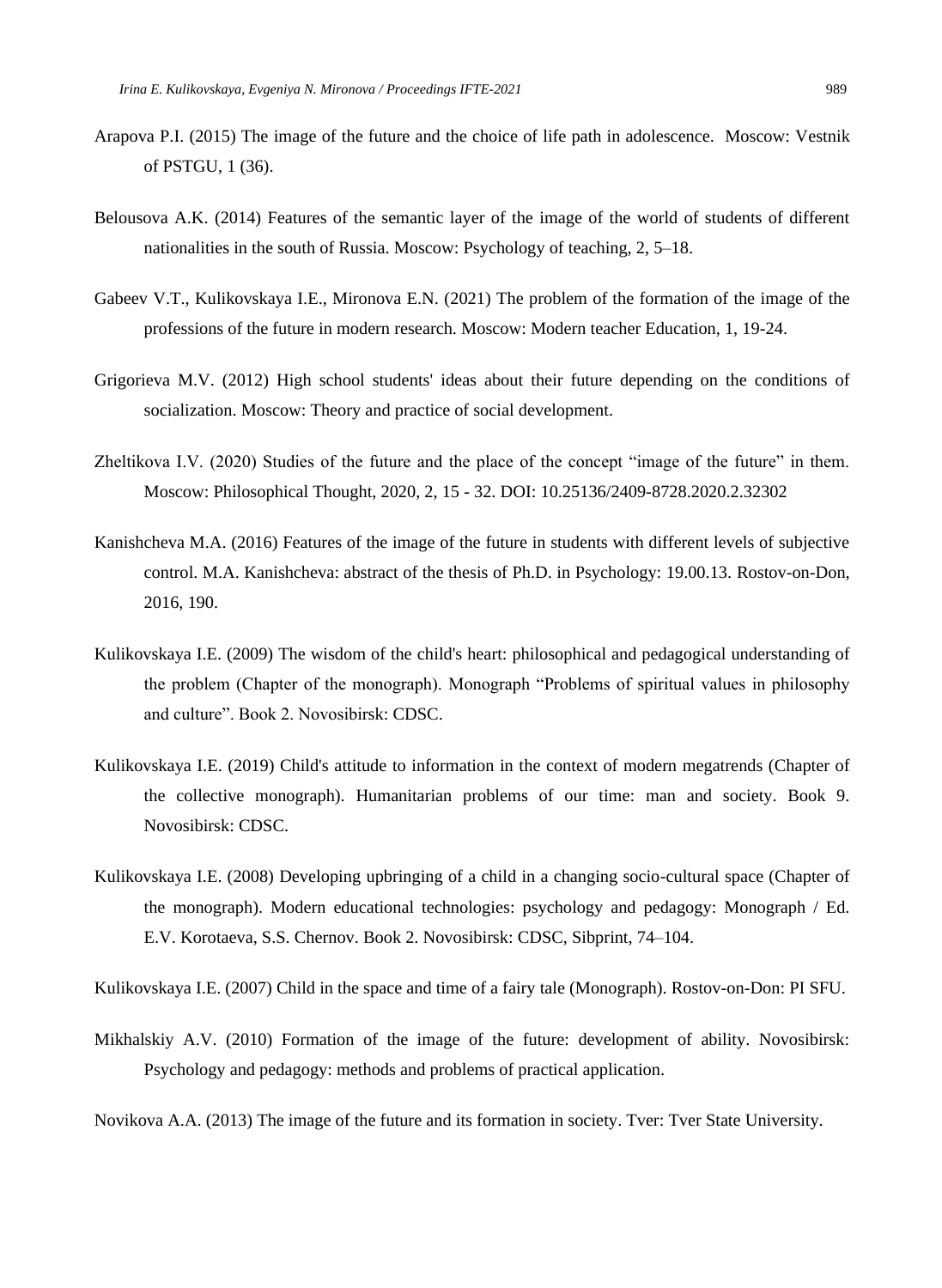Arapova P.I. (2015) The image of the future and the choice of life path in adolescence. Moscow: Vestnik of PSTGU, 1 (36).

Belousova A.K. (2014) Features of the semantic layer of the image of the world of students of different nationalities in the south of Russia. Moscow: Psychology of teaching, 2, 5–18.

Gabeev V.T., Kulikovskaya I.E., Mironova E.N. (2021) The problem of the formation of the image of the professions of the future in modern research. Moscow: Modern teacher Education, 1, 19-24.

Grigorieva M.V. (2012) High school students' ideas about their future depending on the conditions of socialization. Moscow: Theory and practice of social development.

Zheltikova I.V. (2020) Studies of the future and the place of the concept "image of the future" in them. Moscow: Philosophical Thought, 2020, 2, 15 - 32. DOI: 10.25136/2409-8728.2020.2.32302

Kanishcheva M.A. (2016) Features of the image of the future in students with different levels of subjective control. M.A. Kanishcheva: abstract of the thesis of Ph.D. in Psychology: 19.00.13. Rostov-on-Don, 2016, 190.

Kulikovskaya I.E. (2009) The wisdom of the child's heart: philosophical and pedagogical understanding of the problem (Chapter of the monograph). Monograph "Problems of spiritual values in philosophy and culture". Book 2. Novosibirsk: CDSC.

Kulikovskaya I.E. (2019) Child's attitude to information in the context of modern megatrends (Chapter of the collective monograph). Humanitarian problems of our time: man and society. Book 9. Novosibirsk: CDSC.

Kulikovskaya I.E. (2008) Developing upbringing of a child in a changing socio-cultural space (Chapter of the monograph). Modern educational technologies: psychology and pedagogy: Monograph / Ed. E.V. Korotaeva, S.S. Chernov. Book 2. Novosibirsk: CDSC, Sibprint, 74–104.

Kulikovskaya I.E. (2007) Child in the space and time of a fairy tale (Monograph). Rostov-on-Don: PI SFU.

Mikhalskiy A.V. (2010) Formation of the image of the future: development of ability. Novosibirsk: Psychology and pedagogy: methods and problems of practical application.

Novikova A.A. (2013) The image of the future and its formation in society. Tver: Tver State University.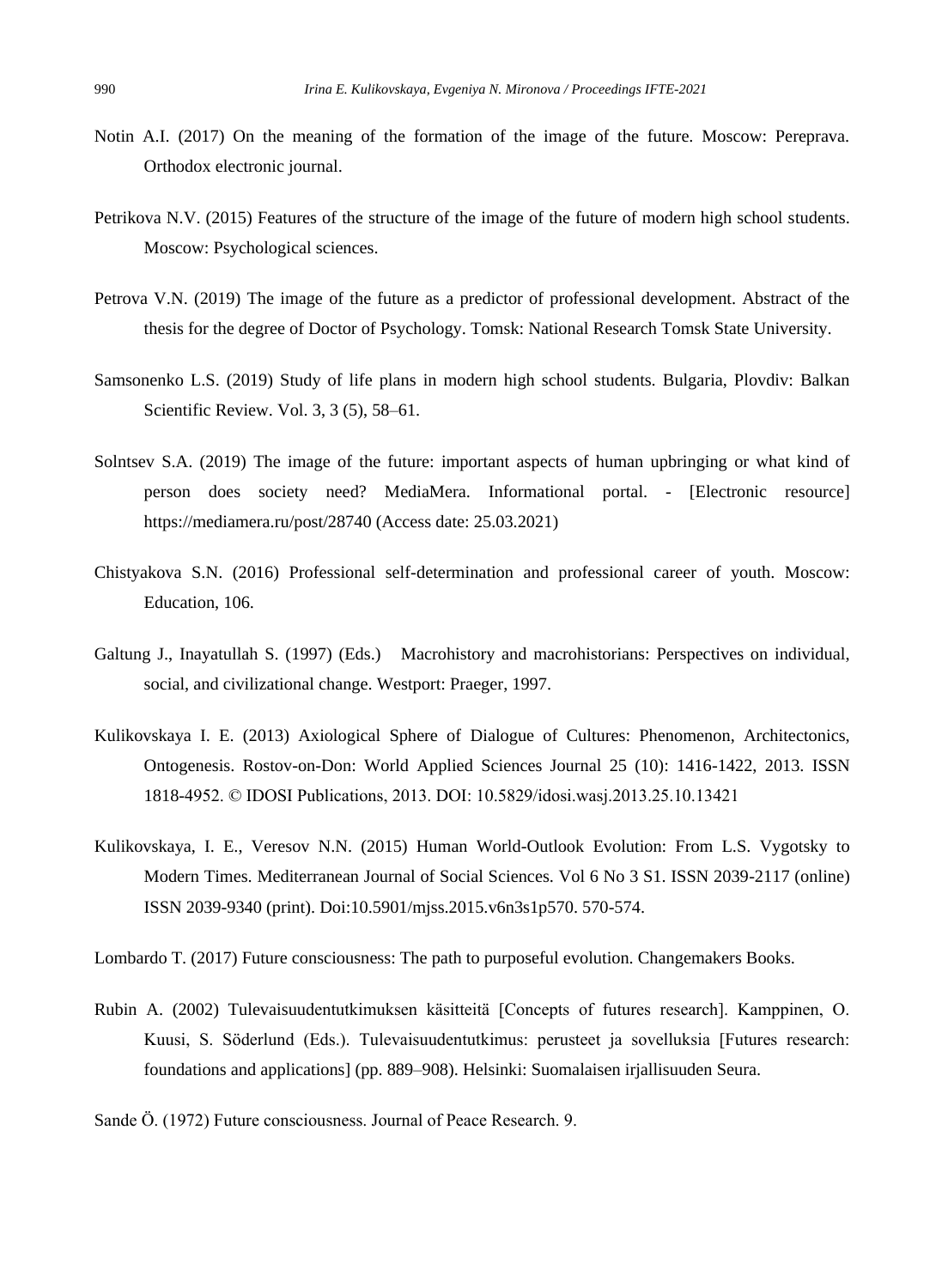Notin A.I. (2017) On the meaning of the formation of the image of the future. Moscow: Pereprava. Orthodox electronic journal.

Petrikova N.V. (2015) Features of the structure of the image of the future of modern high school students. Moscow: Psychological sciences.

Petrova V.N. (2019) The image of the future as a predictor of professional development. Abstract of the thesis for the degree of Doctor of Psychology. Tomsk: National Research Tomsk State University.

Samsonenko L.S. (2019) Study of life plans in modern high school students. Bulgaria, Plovdiv: Balkan Scientific Review. Vol. 3, 3 (5), 58–61.

Solntsev S.A. (2019) The image of the future: important aspects of human upbringing or what kind of person does society need? MediaMera. Informational portal. - [Electronic resource] https://mediamera.ru/post/28740 (Access date: 25.03.2021)

Chistyakova S.N. (2016) Professional self-determination and professional career of youth. Moscow: Education, 106.

Galtung J., Inayatullah S. (1997) (Eds.) Macrohistory and macrohistorians: Perspectives on individual, social, and civilizational change. Westport: Praeger, 1997.

Kulikovskaya I. E. (2013) Axiological Sphere of Dialogue of Cultures: Phenomenon, Architectonics, Ontogenesis. Rostov-on-Don: World Applied Sciences Journal 25 (10): 1416-1422, 2013. ISSN 1818-4952. © IDOSI Publications, 2013. DOI: 10.5829/idosi.wasj.2013.25.10.13421

Kulikovskaya, I. E., Veresov N.N. (2015) Human World-Outlook Evolution: From L.S. Vygotsky to Modern Times. Mediterranean Journal of Social Sciences. Vol 6 No 3 S1. ISSN 2039-2117 (online) ISSN 2039-9340 (print). Doi:10.5901/mjss.2015.v6n3s1p570. 570-574.

Lombardo T. (2017) Future consciousness: The path to purposeful evolution. Changemakers Books.

Rubin A. (2002) Tulevaisuudentutkimuksen käsitteitä [Concepts of futures research]. Kamppinen, O. Kuusi, S. Söderlund (Eds.). Tulevaisuudentutkimus: perusteet ja sovelluksia [Futures research: foundations and applications] (pp. 889–908). Helsinki: Suomalaisen irjallisuuden Seura.

Sande Ö. (1972) Future consciousness. Journal of Peace Research. 9.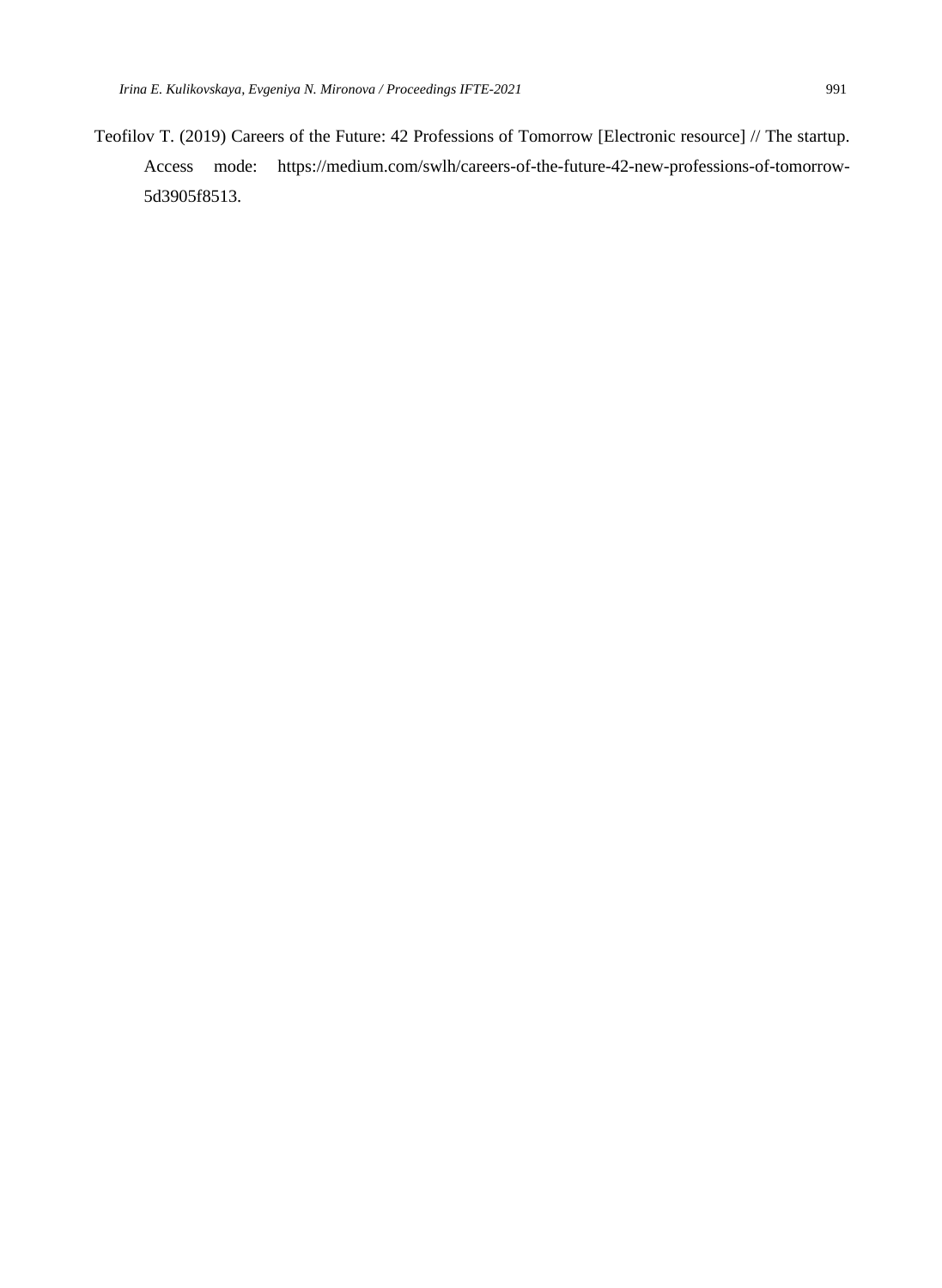Teofilov T. (2019) Careers of the Future: 42 Professions of Tomorrow [Electronic resource] // The startup. Access mode: https://medium.com/swlh/careers-of-the-future-42-new-professions-of-tomorrow-5d3905f8513.